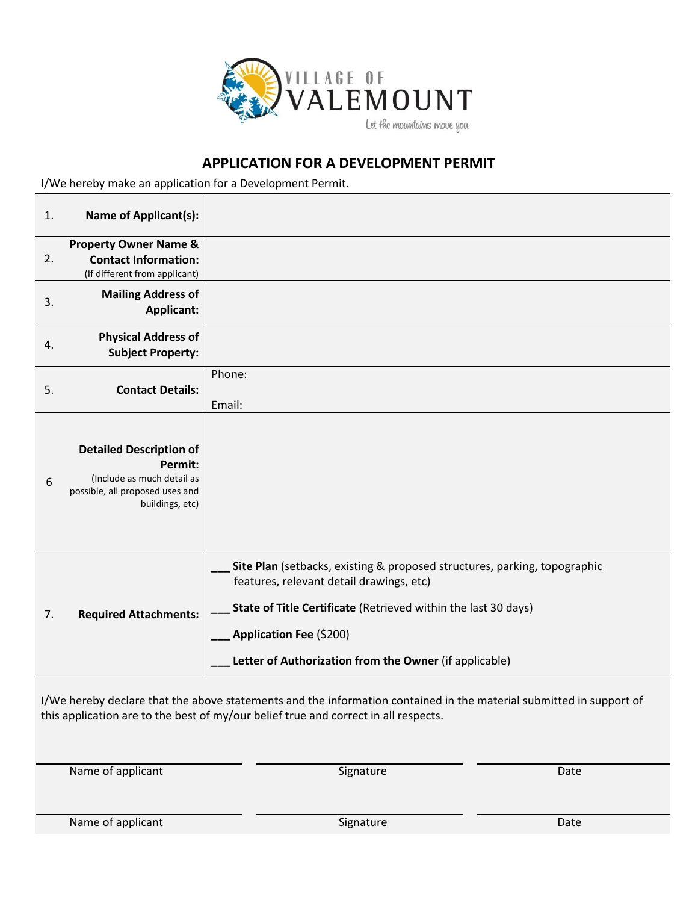VILLAGE OF VALEMOUNT

*Let the mountains move you*

# APPLICATION FOR A DEVELOPMENT PERMIT

I/We hereby make an application for a Development Permit.

| | | |
|---|---|---|
| 1. | **Name of Applicant(s):** | |
| 2. | **Property Owner Name & Contact Information:** (If different from applicant) | |
| 3. | **Mailing Address of Applicant:** | |
| 4. | **Physical Address of Subject Property:** | |
| 5. | **Contact Details:** | Phone:<br><br>Email: |
| 6 | **Detailed Description of Permit:** (Include as much detail as possible, all proposed uses and buildings, etc) | |
| 7. | **Required Attachments:** | ___ **Site Plan** (setbacks, existing & proposed structures, parking, topographic features, relevant detail drawings, etc)<br><br>___ **State of Title Certificate** (Retrieved within the last 30 days)<br><br>___ **Application Fee** ($200)<br><br>___ **Letter of Authorization from the Owner** (if applicable) |

I/We hereby declare that the above statements and the information contained in the material submitted in support of this application are to the best of my/our belief true and correct in all respects.

| Name of applicant | Signature | Date |
|---|---|---|
| | | |

| Name of applicant | Signature | Date |
|---|---|---|
| | | |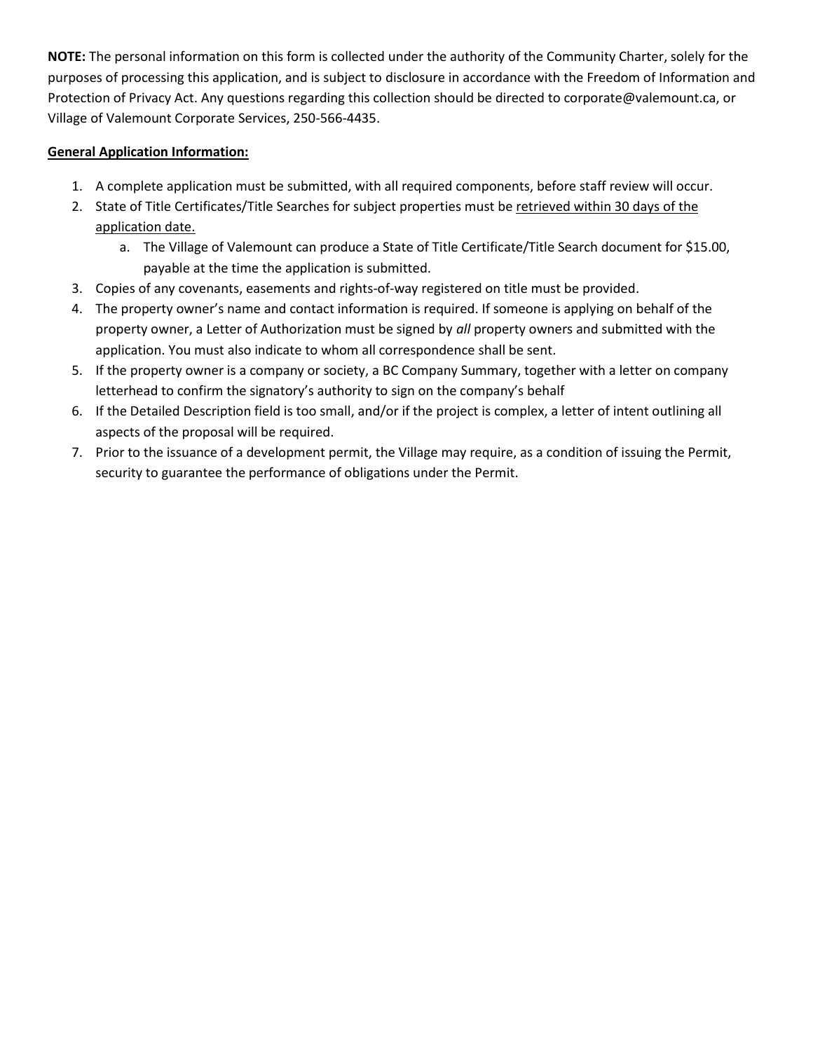**NOTE:** The personal information on this form is collected under the authority of the Community Charter, solely for the purposes of processing this application, and is subject to disclosure in accordance with the Freedom of Information and Protection of Privacy Act. Any questions regarding this collection should be directed to corporate@valemount.ca, or Village of Valemount Corporate Services, 250-566-4435.

**General Application Information:**

1. A complete application must be submitted, with all required components, before staff review will occur.
2. State of Title Certificates/Title Searches for subject properties must be retrieved within 30 days of the application date.
   a. The Village of Valemount can produce a State of Title Certificate/Title Search document for $15.00, payable at the time the application is submitted.
3. Copies of any covenants, easements and rights-of-way registered on title must be provided.
4. The property owner's name and contact information is required. If someone is applying on behalf of the property owner, a Letter of Authorization must be signed by *all* property owners and submitted with the application. You must also indicate to whom all correspondence shall be sent.
5. If the property owner is a company or society, a BC Company Summary, together with a letter on company letterhead to confirm the signatory's authority to sign on the company's behalf
6. If the Detailed Description field is too small, and/or if the project is complex, a letter of intent outlining all aspects of the proposal will be required.
7. Prior to the issuance of a development permit, the Village may require, as a condition of issuing the Permit, security to guarantee the performance of obligations under the Permit.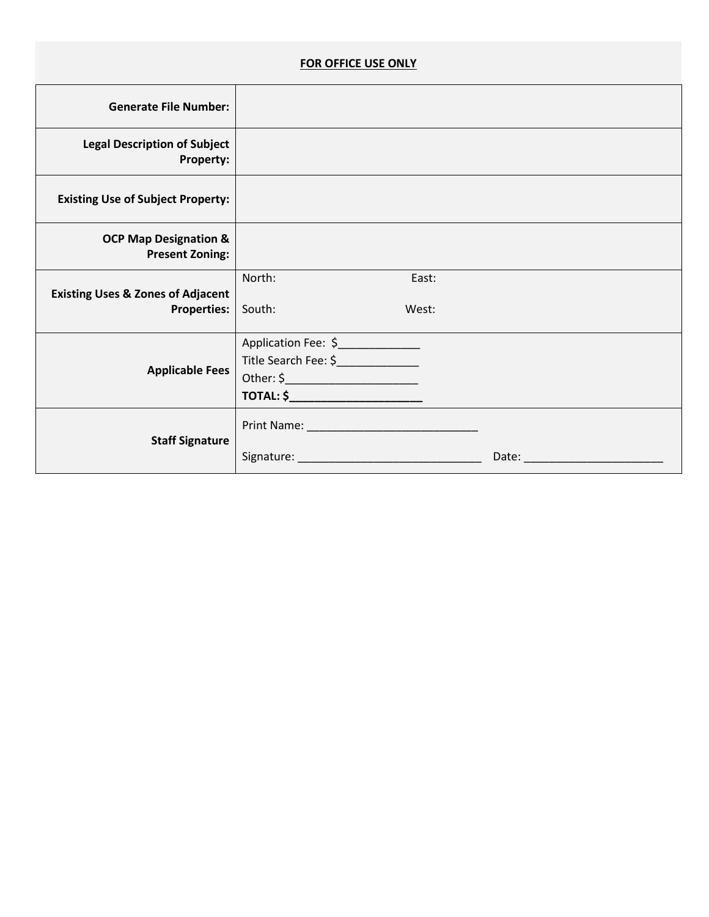**FOR OFFICE USE ONLY**

| | |
|---|---|
| **Generate File Number:** | |
| **Legal Description of Subject Property:** | |
| **Existing Use of Subject Property:** | |
| **OCP Map Designation & Present Zoning:** | |
| **Existing Uses & Zones of Adjacent Properties:** | North: East:<br><br>South: West: |
| **Applicable Fees** | Application Fee: $_____________<br>Title Search Fee: $_____________<br>Other: $_____________________<br>**TOTAL: $_____________________** |
| **Staff Signature** | Print Name: ___________________________<br><br>Signature: _____________________________ Date: ______________________ |